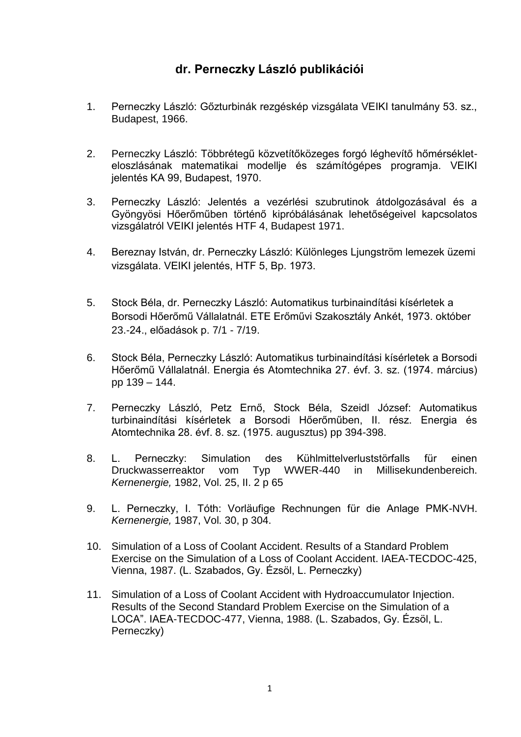# dr. Perneczky László publikációi

1. Perneczky László: Gőzturbinák rezgéskép vizsgálata VEIKI tanulmány 53. sz., Budapest, 1966.

2. Perneczky László: Többrétegű közvetítőközeges forgó léghevítő hőmérséklet-eloszlásának matematikai modellje és számítógépes programja. VEIKI jelentés KA 99, Budapest, 1970.

3. Perneczky László: Jelentés a vezérlési szubrutinok átdolgozásával és a Gyöngyösi Hőerőműben történő kipróbálásának lehetőségeivel kapcsolatos vizsgálatról VEIKI jelentés HTF 4, Budapest 1971.

4. Bereznay István, dr. Perneczky László: Különleges Ljungström lemezek üzemi vizsgálata. VEIKI jelentés, HTF 5, Bp. 1973.

5. Stock Béla, dr. Perneczky László: Automatikus turbinaindítási kísérletek a Borsodi Hőerőmű Vállalatnál. ETE Erőművi Szakosztály Ankét, 1973. október 23.-24., előadások p. 7/1 - 7/19.

6. Stock Béla, Perneczky László: Automatikus turbinaindítási kísérletek a Borsodi Hőerőmű Vállalatnál. Energia és Atomtechnika 27. évf. 3. sz. (1974. március) pp 139 – 144.

7. Perneczky László, Petz Ernő, Stock Béla, Szeidl József: Automatikus turbinaindítási kísérletek a Borsodi Hőerőműben, II. rész. Energia és Atomtechnika 28. évf. 8. sz. (1975. augusztus) pp 394-398.

8. L. Perneczky: Simulation des Kühlmittelverluststörfalls für einen Druckwasserreaktor vom Typ WWER-440 in Millisekundenbereich. *Kernenergie,* 1982, Vol. 25, II. 2 p 65

9. L. Perneczky, I. Tóth: Vorläufige Rechnungen für die Anlage PMK-NVH. *Kernenergie,* 1987, Vol. 30, p 304.

10. Simulation of a Loss of Coolant Accident. Results of a Standard Problem Exercise on the Simulation of a Loss of Coolant Accident. IAEA-TECDOC-425, Vienna, 1987. (L. Szabados, Gy. Ézsöl, L. Perneczky)

11. Simulation of a Loss of Coolant Accident with Hydroaccumulator Injection. Results of the Second Standard Problem Exercise on the Simulation of a LOCA". IAEA-TECDOC-477, Vienna, 1988. (L. Szabados, Gy. Ézsöl, L. Perneczky)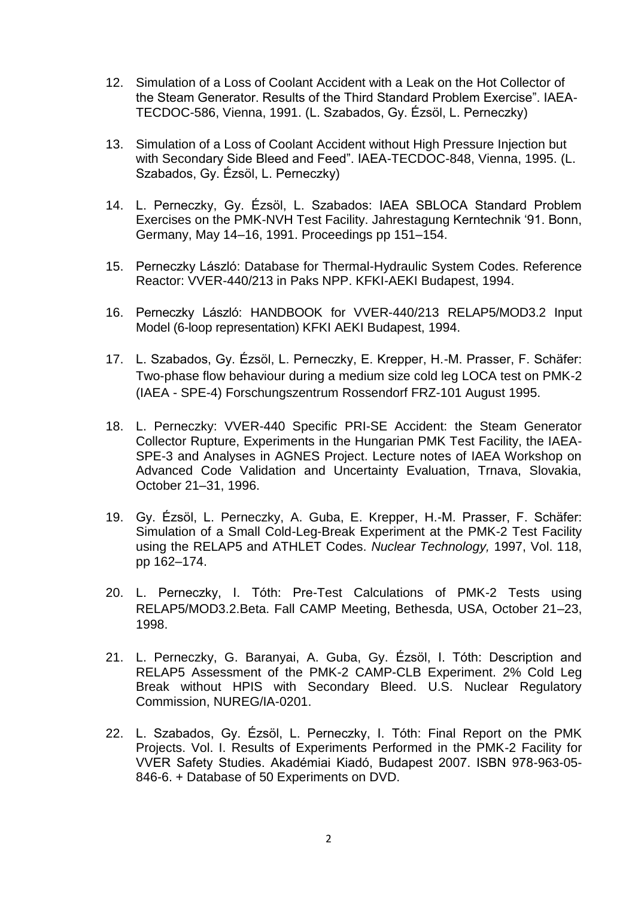12. Simulation of a Loss of Coolant Accident with a Leak on the Hot Collector of the Steam Generator. Results of the Third Standard Problem Exercise". IAEA-TECDOC-586, Vienna, 1991. (L. Szabados, Gy. Ézsöl, L. Perneczky)

13. Simulation of a Loss of Coolant Accident without High Pressure Injection but with Secondary Side Bleed and Feed". IAEA-TECDOC-848, Vienna, 1995. (L. Szabados, Gy. Ézsöl, L. Perneczky)

14. L. Perneczky, Gy. Ézsöl, L. Szabados: IAEA SBLOCA Standard Problem Exercises on the PMK-NVH Test Facility. Jahrestagung Kerntechnik '91. Bonn, Germany, May 14–16, 1991. Proceedings pp 151–154.

15. Perneczky László: Database for Thermal-Hydraulic System Codes. Reference Reactor: VVER-440/213 in Paks NPP. KFKI-AEKI Budapest, 1994.

16. Perneczky László: HANDBOOK for VVER-440/213 RELAP5/MOD3.2 Input Model (6-loop representation) KFKI AEKI Budapest, 1994.

17. L. Szabados, Gy. Ézsöl, L. Perneczky, E. Krepper, H.-M. Prasser, F. Schäfer: Two-phase flow behaviour during a medium size cold leg LOCA test on PMK-2 (IAEA - SPE-4) Forschungszentrum Rossendorf FRZ-101 August 1995.

18. L. Perneczky: VVER-440 Specific PRI-SE Accident: the Steam Generator Collector Rupture, Experiments in the Hungarian PMK Test Facility, the IAEA-SPE-3 and Analyses in AGNES Project. Lecture notes of IAEA Workshop on Advanced Code Validation and Uncertainty Evaluation, Trnava, Slovakia, October 21–31, 1996.

19. Gy. Ézsöl, L. Perneczky, A. Guba, E. Krepper, H.-M. Prasser, F. Schäfer: Simulation of a Small Cold-Leg-Break Experiment at the PMK-2 Test Facility using the RELAP5 and ATHLET Codes. *Nuclear Technology,* 1997, Vol. 118, pp 162–174.

20. L. Perneczky, I. Tóth: Pre-Test Calculations of PMK-2 Tests using RELAP5/MOD3.2.Beta. Fall CAMP Meeting, Bethesda, USA, October 21–23, 1998.

21. L. Perneczky, G. Baranyai, A. Guba, Gy. Ézsöl, I. Tóth: Description and RELAP5 Assessment of the PMK-2 CAMP-CLB Experiment. 2% Cold Leg Break without HPIS with Secondary Bleed. U.S. Nuclear Regulatory Commission, NUREG/IA-0201.

22. L. Szabados, Gy. Ézsöl, L. Perneczky, I. Tóth: Final Report on the PMK Projects. Vol. I. Results of Experiments Performed in the PMK-2 Facility for VVER Safety Studies. Akadémiai Kiadó, Budapest 2007. ISBN 978-963-05-846-6. + Database of 50 Experiments on DVD.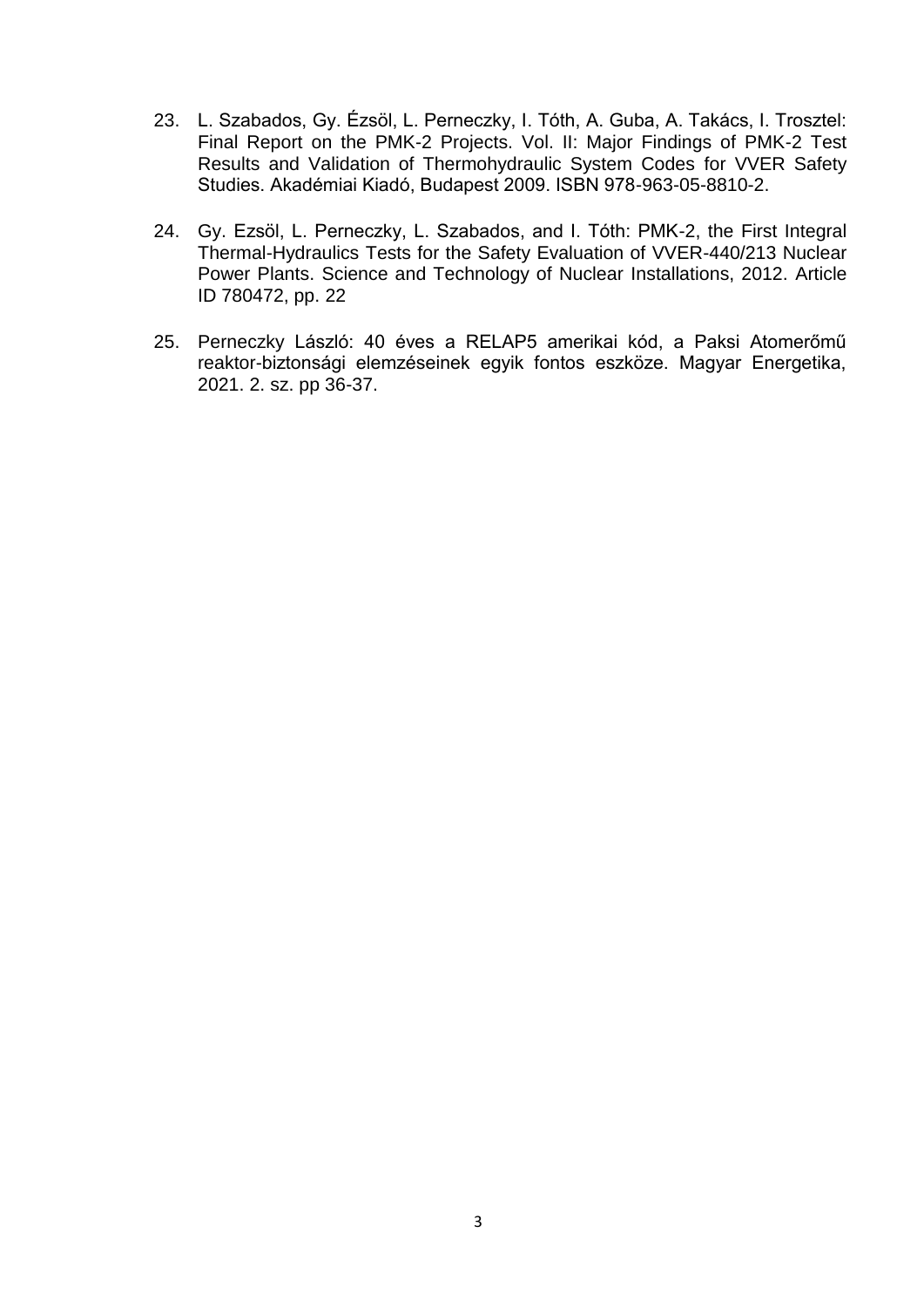23. L. Szabados, Gy. Ézsöl, L. Perneczky, I. Tóth, A. Guba, A. Takács, I. Trosztel: Final Report on the PMK-2 Projects. Vol. II: Major Findings of PMK-2 Test Results and Validation of Thermohydraulic System Codes for VVER Safety Studies. Akadémiai Kiadó, Budapest 2009. ISBN 978-963-05-8810-2.

24. Gy. Ezsöl, L. Perneczky, L. Szabados, and I. Tóth: PMK-2, the First Integral Thermal-Hydraulics Tests for the Safety Evaluation of VVER-440/213 Nuclear Power Plants. Science and Technology of Nuclear Installations, 2012. Article ID 780472, pp. 22

25. Perneczky László: 40 éves a RELAP5 amerikai kód, a Paksi Atomerőmű reaktor-biztonsági elemzéseinek egyik fontos eszköze. Magyar Energetika, 2021. 2. sz. pp 36-37.